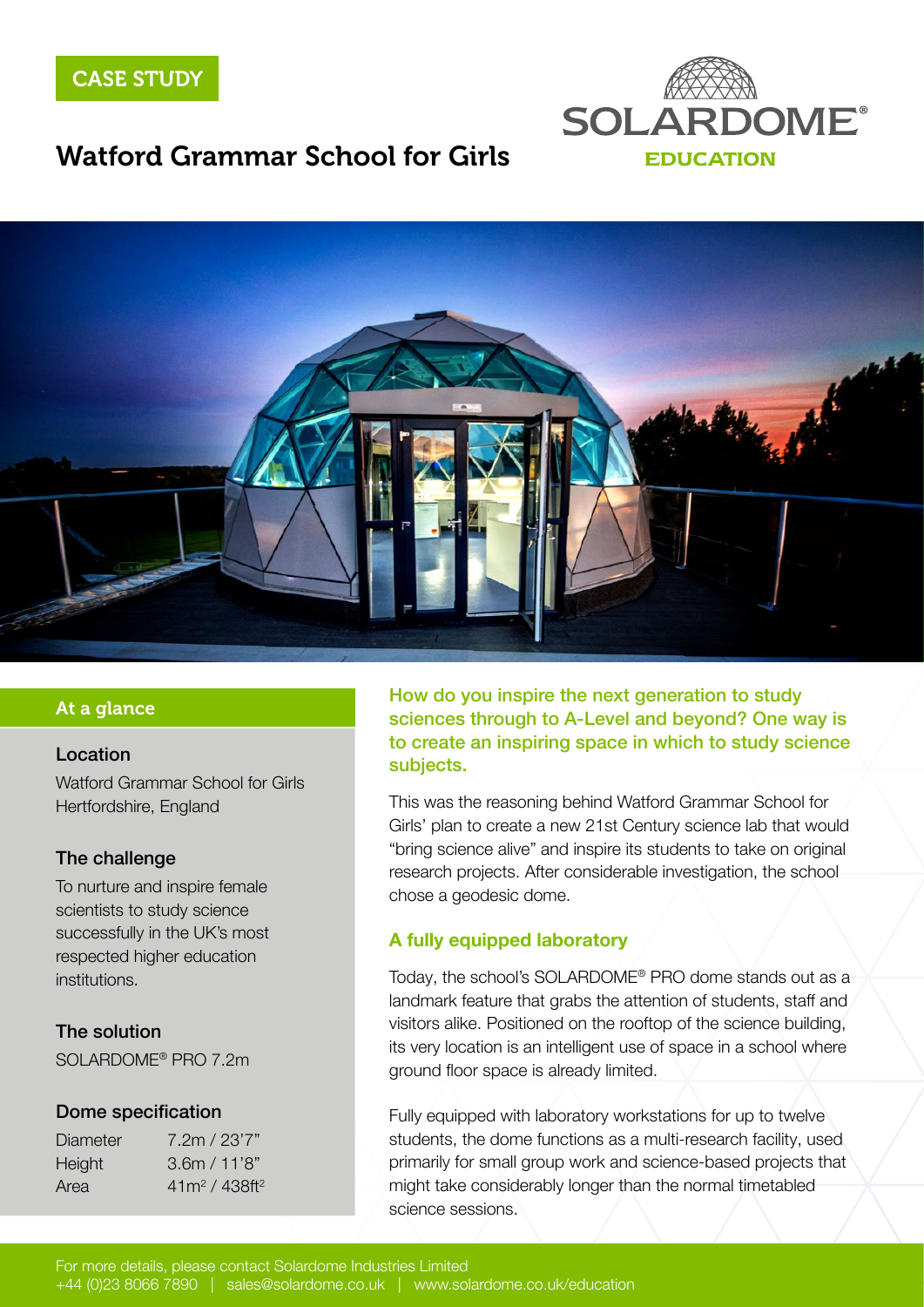CASE STUDY

# Watford Grammar School for Girls

SOLARDOME®
EDUCATION

## At a glance

### Location

Watford Grammar School for Girls
Hertfordshire, England

### The challenge

To nurture and inspire female scientists to study science successfully in the UK's most respected higher education institutions.

### The solution

SOLARDOME® PRO 7.2m

### Dome specification

| | |
|---|---|
| Diameter | 7.2m / 23'7" |
| Height | 3.6m / 11'8" |
| Area | $41m^2$ / $438ft^2$ |

**How do you inspire the next generation to study sciences through to A-Level and beyond? One way is to create an inspiring space in which to study science subjects.**

This was the reasoning behind Watford Grammar School for Girls' plan to create a new 21st Century science lab that would "bring science alive" and inspire its students to take on original research projects. After considerable investigation, the school chose a geodesic dome.

### A fully equipped laboratory

Today, the school's SOLARDOME® PRO dome stands out as a landmark feature that grabs the attention of students, staff and visitors alike. Positioned on the rooftop of the science building, its very location is an intelligent use of space in a school where ground floor space is already limited.

Fully equipped with laboratory workstations for up to twelve students, the dome functions as a multi-research facility, used primarily for small group work and science-based projects that might take considerably longer than the normal timetabled science sessions.

For more details, please contact Solardome Industries Limited
+44 (0)23 8066 7890 | sales@solardome.co.uk | www.solardome.co.uk/education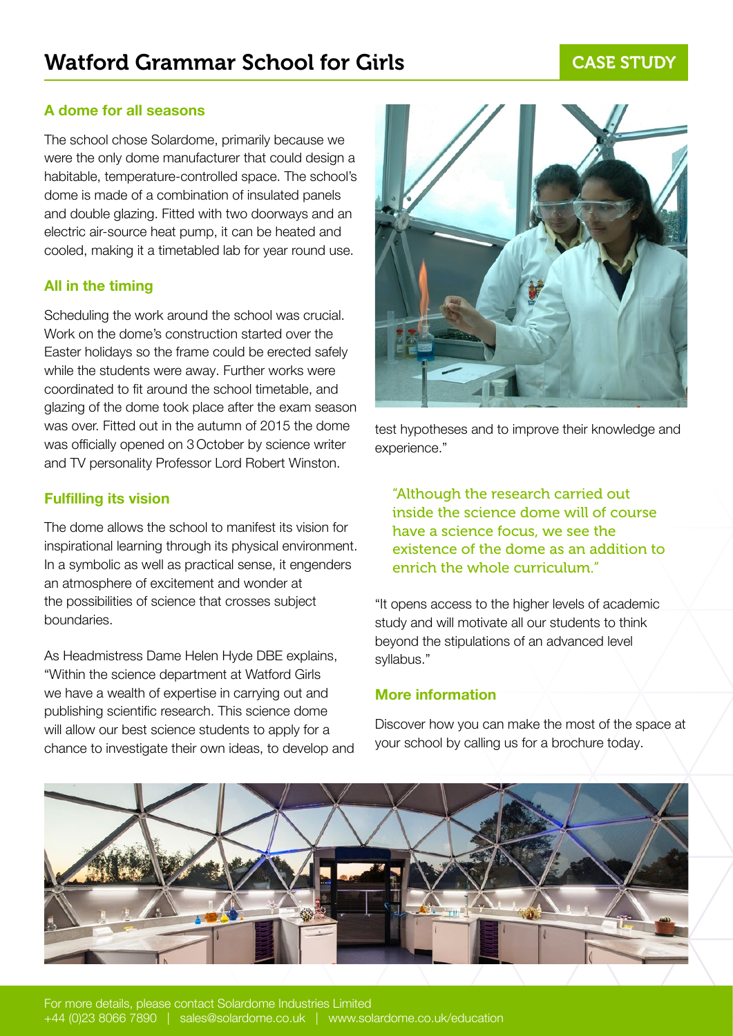# Watford Grammar School for Girls

CASE STUDY

### A dome for all seasons

The school chose Solardome, primarily because we were the only dome manufacturer that could design a habitable, temperature-controlled space. The school's dome is made of a combination of insulated panels and double glazing. Fitted with two doorways and an electric air-source heat pump, it can be heated and cooled, making it a timetabled lab for year round use.

### All in the timing

Scheduling the work around the school was crucial. Work on the dome's construction started over the Easter holidays so the frame could be erected safely while the students were away. Further works were coordinated to fit around the school timetable, and glazing of the dome took place after the exam season was over. Fitted out in the autumn of 2015 the dome was officially opened on 3 October by science writer and TV personality Professor Lord Robert Winston.

### Fulfilling its vision

The dome allows the school to manifest its vision for inspirational learning through its physical environment. In a symbolic as well as practical sense, it engenders an atmosphere of excitement and wonder at the possibilities of science that crosses subject boundaries.

As Headmistress Dame Helen Hyde DBE explains, "Within the science department at Watford Girls we have a wealth of expertise in carrying out and publishing scientific research. This science dome will allow our best science students to apply for a chance to investigate their own ideas, to develop and test hypotheses and to improve their knowledge and experience."

> "Although the research carried out inside the science dome will of course have a science focus, we see the existence of the dome as an addition to enrich the whole curriculum."

"It opens access to the higher levels of academic study and will motivate all our students to think beyond the stipulations of an advanced level syllabus."

### More information

Discover how you can make the most of the space at your school by calling us for a brochure today.

For more details, please contact Solardome Industries Limited
+44 (0)23 8066 7890 | sales@solardome.co.uk | www.solardome.co.uk/education